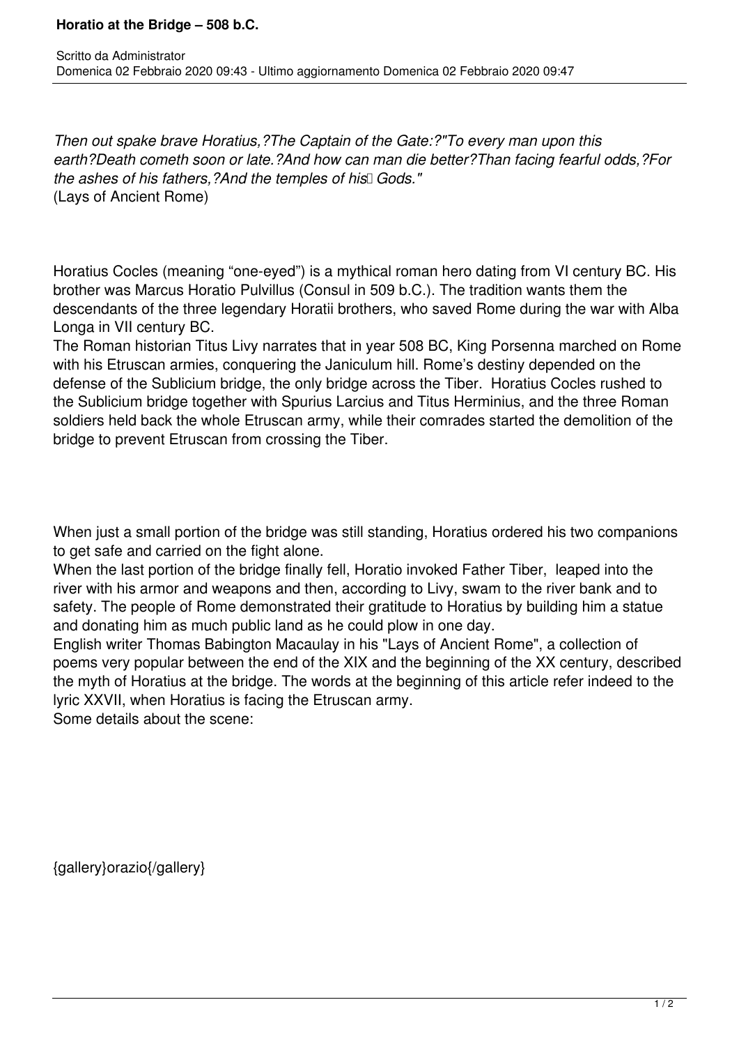# Horatio at the Bridge – 508 b.C.

Scritto da Administrator
Domenica 02 Febbraio 2020 09:43 - Ultimo aggiornamento Domenica 02 Febbraio 2020 09:47

*Then out spake brave Horatius,?The Captain of the Gate:?"To every man upon this earth?Death cometh soon or late.?And how can man die better?Than facing fearful odds,?For the ashes of his fathers,?And the temples of his Gods."*
(Lays of Ancient Rome)

Horatius Cocles (meaning "one-eyed") is a mythical roman hero dating from VI century BC. His brother was Marcus Horatio Pulvillus (Consul in 509 b.C.). The tradition wants them the descendants of the three legendary Horatii brothers, who saved Rome during the war with Alba Longa in VII century BC.
The Roman historian Titus Livy narrates that in year 508 BC, King Porsenna marched on Rome with his Etruscan armies, conquering the Janiculum hill. Rome's destiny depended on the defense of the Sublicium bridge, the only bridge across the Tiber. Horatius Cocles rushed to the Sublicium bridge together with Spurius Larcius and Titus Herminius, and the three Roman soldiers held back the whole Etruscan army, while their comrades started the demolition of the bridge to prevent Etruscan from crossing the Tiber.

When just a small portion of the bridge was still standing, Horatius ordered his two companions to get safe and carried on the fight alone.
When the last portion of the bridge finally fell, Horatio invoked Father Tiber, leaped into the river with his armor and weapons and then, according to Livy, swam to the river bank and to safety. The people of Rome demonstrated their gratitude to Horatius by building him a statue and donating him as much public land as he could plow in one day.
English writer Thomas Babington Macaulay in his "Lays of Ancient Rome", a collection of poems very popular between the end of the XIX and the beginning of the XX century, described the myth of Horatius at the bridge. The words at the beginning of this article refer indeed to the lyric XXVII, when Horatius is facing the Etruscan army.
Some details about the scene:

{gallery}orazio{/gallery}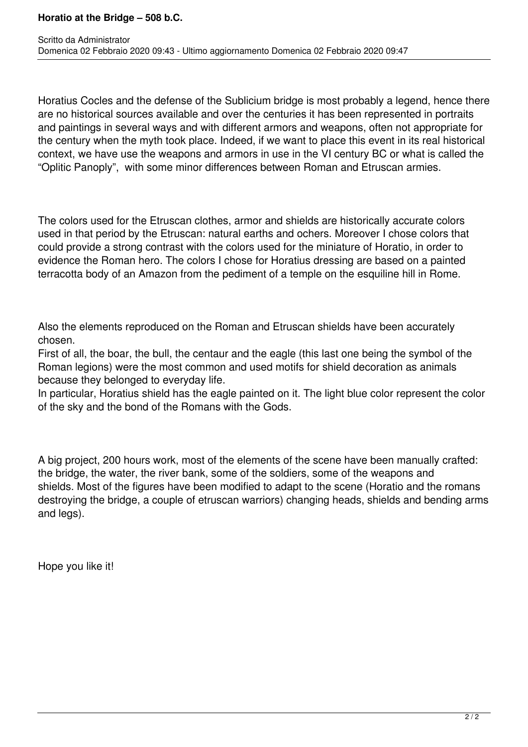Horatius Cocles and the defense of the Sublicium bridge is most probably a legend, hence there are no historical sources available and over the centuries it has been represented in portraits and paintings in several ways and with different armors and weapons, often not appropriate for the century when the myth took place. Indeed, if we want to place this event in its real historical context, we have use the weapons and armors in use in the VI century BC or what is called the "Oplitic Panoply", with some minor differences between Roman and Etruscan armies.

The colors used for the Etruscan clothes, armor and shields are historically accurate colors used in that period by the Etruscan: natural earths and ochers. Moreover I chose colors that could provide a strong contrast with the colors used for the miniature of Horatio, in order to evidence the Roman hero. The colors I chose for Horatius dressing are based on a painted terracotta body of an Amazon from the pediment of a temple on the esquiline hill in Rome.

Also the elements reproduced on the Roman and Etruscan shields have been accurately chosen.
First of all, the boar, the bull, the centaur and the eagle (this last one being the symbol of the Roman legions) were the most common and used motifs for shield decoration as animals because they belonged to everyday life.
In particular, Horatius shield has the eagle painted on it. The light blue color represent the color of the sky and the bond of the Romans with the Gods.

A big project, 200 hours work, most of the elements of the scene have been manually crafted: the bridge, the water, the river bank, some of the soldiers, some of the weapons and shields. Most of the figures have been modified to adapt to the scene (Horatio and the romans destroying the bridge, a couple of etruscan warriors) changing heads, shields and bending arms and legs).

Hope you like it!